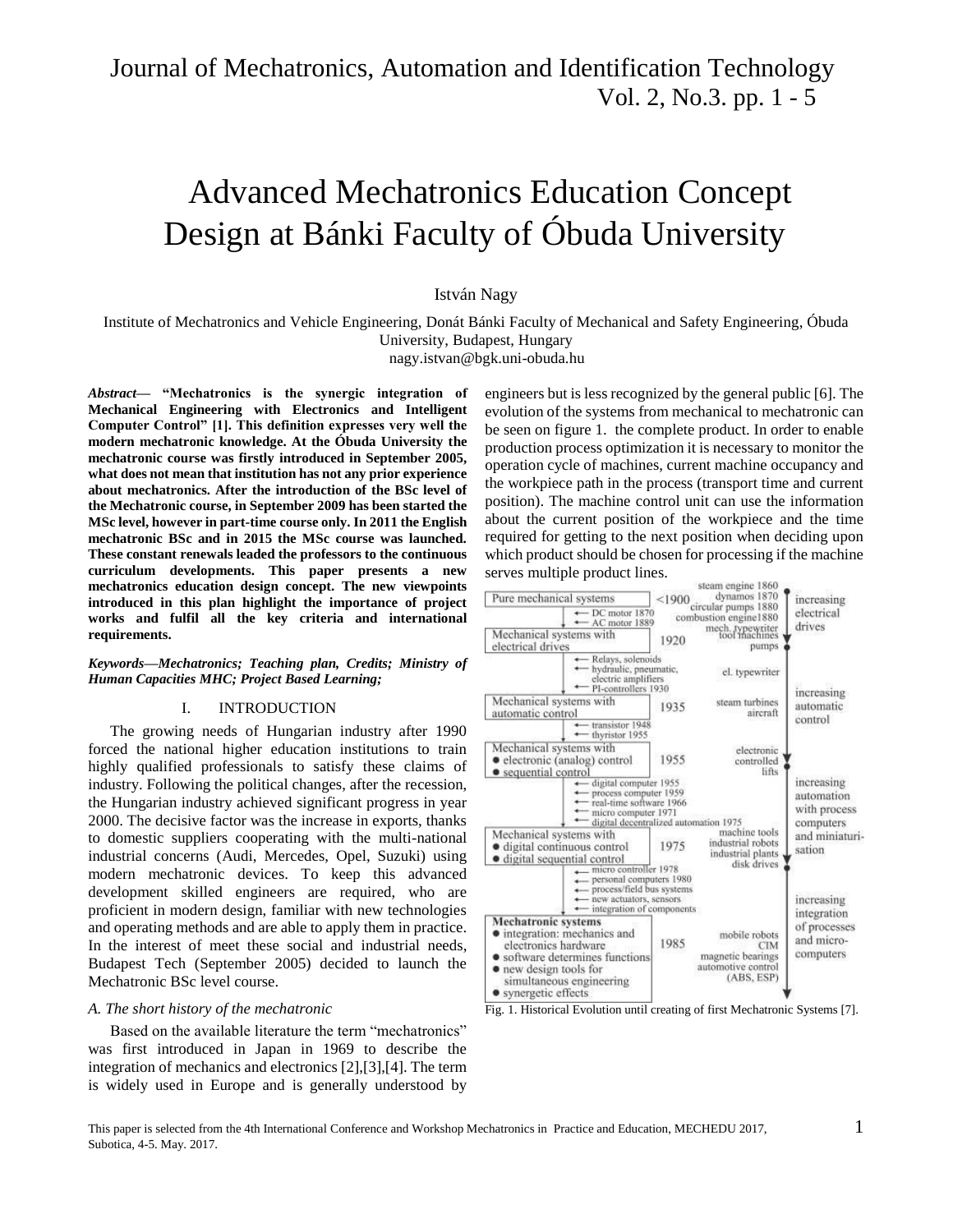# Advanced Mechatronics Education Concept Design at Bánki Faculty of Óbuda University

István Nagy

Institute of Mechatronics and Vehicle Engineering, Donát Bánki Faculty of Mechanical and Safety Engineering, Óbuda University, Budapest, Hungary
nagy.istvan@bgk.uni-obuda.hu

***Abstract*— "Mechatronics is the synergic integration of Mechanical Engineering with Electronics and Intelligent Computer Control" [1]. This definition expresses very well the modern mechatronic knowledge. At the Óbuda University the mechatronic course was firstly introduced in September 2005, what does not mean that institution has not any prior experience about mechatronics. After the introduction of the BSc level of the Mechatronic course, in September 2009 has been started the MSc level, however in part-time course only. In 2011 the English mechatronic BSc and in 2015 the MSc course was launched. These constant renewals leaded the professors to the continuous curriculum developments. This paper presents a new mechatronics education design concept. The new viewpoints introduced in this plan highlight the importance of project works and fulfil all the key criteria and international requirements.**

***Keywords—Mechatronics; Teaching plan, Credits; Ministry of Human Capacities MHC; Project Based Learning;***

## I. INTRODUCTION

The growing needs of Hungarian industry after 1990 forced the national higher education institutions to train highly qualified professionals to satisfy these claims of industry. Following the political changes, after the recession, the Hungarian industry achieved significant progress in year 2000. The decisive factor was the increase in exports, thanks to domestic suppliers cooperating with the multi-national industrial concerns (Audi, Mercedes, Opel, Suzuki) using modern mechatronic devices. To keep this advanced development skilled engineers are required, who are proficient in modern design, familiar with new technologies and operating methods and are able to apply them in practice. In the interest of meet these social and industrial needs, Budapest Tech (September 2005) decided to launch the Mechatronic BSc level course.

### *A. The short history of the mechatronic*

Based on the available literature the term "mechatronics" was first introduced in Japan in 1969 to describe the integration of mechanics and electronics [2],[3],[4]. The term is widely used in Europe and is generally understood by engineers but is less recognized by the general public [6]. The evolution of the systems from mechanical to mechatronic can be seen on figure 1. the complete product. In order to enable production process optimization it is necessary to monitor the operation cycle of machines, current machine occupancy and the workpiece path in the process (transport time and current position). The machine control unit can use the information about the current position of the workpiece and the time required for getting to the next position when deciding upon which product should be chosen for processing if the machine serves multiple product lines.

Fig. 1. Historical Evolution until creating of first Mechatronic Systems [7].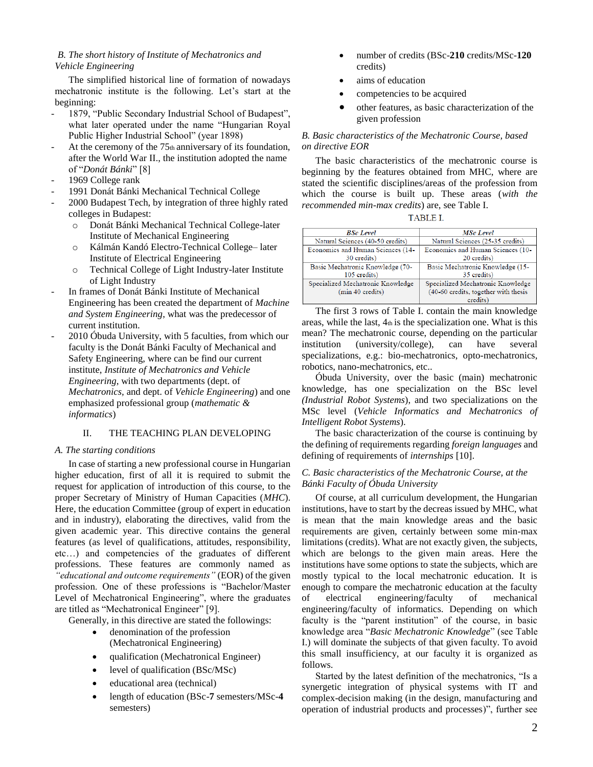### *B. The short history of Institute of Mechatronics and Vehicle Engineering*

The simplified historical line of formation of nowadays mechatronic institute is the following. Let's start at the beginning:

- 1879, "Public Secondary Industrial School of Budapest", what later operated under the name "Hungarian Royal Public Higher Industrial School" (year 1898)
- At the ceremony of the 75th anniversary of its foundation, after the World War II., the institution adopted the name of "*Donát Bánki*" [8]
- 1969 College rank
- 1991 Donát Bánki Mechanical Technical College
- 2000 Budapest Tech, by integration of three highly rated colleges in Budapest:
  - Donát Bánki Mechanical Technical College-later Institute of Mechanical Engineering
  - Kálmán Kandó Electro-Technical College– later Institute of Electrical Engineering
  - Technical College of Light Industry-later Institute of Light Industry
- In frames of Donát Bánki Institute of Mechanical Engineering has been created the department of *Machine and System Engineering*, what was the predecessor of current institution.
- 2010 Óbuda University, with 5 faculties, from which our faculty is the Donát Bánki Faculty of Mechanical and Safety Engineering, where can be find our current institute, *Institute of Mechatronics and Vehicle Engineering*, with two departments (dept. of *Mechatronics*, and dept. of *Vehicle Engineering*) and one emphasized professional group (*mathematic & informatics*)

## II. THE TEACHING PLAN DEVELOPING

### *A. The starting conditions*

In case of starting a new professional course in Hungarian higher education, first of all it is required to submit the request for application of introduction of this course, to the proper Secretary of Ministry of Human Capacities (*MHC*). Here, the education Committee (group of expert in education and in industry), elaborating the directives, valid from the given academic year. This directive contains the general features (as level of qualifications, attitudes, responsibility, etc…) and competencies of the graduates of different professions. These features are commonly named as *"educational and outcome requirements"* (EOR) of the given profession. One of these professions is "Bachelor/Master Level of Mechatronical Engineering", where the graduates are titled as "Mechatronical Engineer" [9].

Generally, in this directive are stated the followings:

- denomination of the profession (Mechatronical Engineering)
- qualification (Mechatronical Engineer)
- level of qualification (BSc/MSc)
- educational area (technical)
- length of education (BSc-**7** semesters/MSc-**4** semesters)
- number of credits (BSc-**210** credits/MSc-**120** credits)
- aims of education
- competencies to be acquired
- other features, as basic characterization of the given profession

### *B. Basic characteristics of the Mechatronic Course, based on directive EOR*

The basic characteristics of the mechatronic course is beginning by the features obtained from MHC, where are stated the scientific disciplines/areas of the profession from which the course is built up. These areas (*with the recommended min-max credits*) are, see Table I.

TABLE I.

| *BSc Level* | *MSc Level* |
|---|---|
| Natural Sciences (40-50 credits) | Natural Sciences (25-35 credits) |
| Economics and Human Sciences (14-30 credits) | Economics and Human Sciences (10-20 credits) |
| Basic Mechatronic Knowledge (70-105 credits) | Basic Mechatronic Knowledge (15-35 credits) |
| Specialized Mechatronic Knowledge (min 40 credits) | Specialized Mechatronic Knowledge (40-60 credits, together with thesis credits) |

The first 3 rows of Table I. contain the main knowledge areas, while the last, 4th is the specialization one. What is this mean? The mechatronic course, depending on the particular institution (university/college), can have several specializations, e.g.: bio-mechatronics, opto-mechatronics, robotics, nano-mechatronics, etc..

Óbuda University, over the basic (main) mechatronic knowledge, has one specialization on the BSc level *(Industrial Robot Systems*), and two specializations on the MSc level (*Vehicle Informatics and Mechatronics of Intelligent Robot Systems*).

The basic characterization of the course is continuing by the defining of requirements regarding *foreign languages* and defining of requirements of *internships* [10].

### *C. Basic characteristics of the Mechatronic Course, at the Bánki Faculty of Óbuda University*

Of course, at all curriculum development, the Hungarian institutions, have to start by the decreas issued by MHC, what is mean that the main knowledge areas and the basic requirements are given, certainly between some min-max limitations (credits). What are not exactly given, the subjects, which are belongs to the given main areas. Here the institutions have some options to state the subjects, which are mostly typical to the local mechatronic education. It is enough to compare the mechatronic education at the faculty of electrical engineering/faculty of mechanical engineering/faculty of informatics. Depending on which faculty is the "parent institution" of the course, in basic knowledge area "*Basic Mechatronic Knowledge*" (see Table I.) will dominate the subjects of that given faculty. To avoid this small insufficiency, at our faculty it is organized as follows.

Started by the latest definition of the mechatronics, "Is a synergetic integration of physical systems with IT and complex-decision making (in the design, manufacturing and operation of industrial products and processes)", further see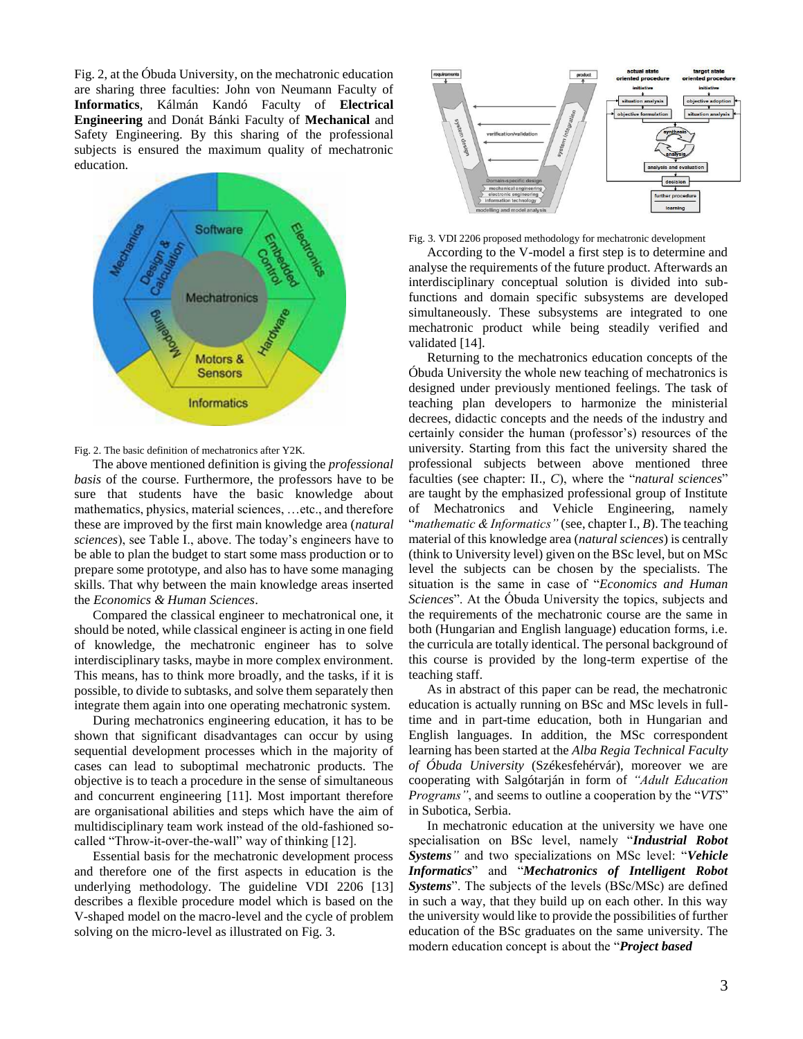Fig. 2, at the Óbuda University, on the mechatronic education are sharing three faculties: John von Neumann Faculty of **Informatics**, Kálmán Kandó Faculty of **Electrical Engineering** and Donát Bánki Faculty of **Mechanical** and Safety Engineering. By this sharing of the professional subjects is ensured the maximum quality of mechatronic education.

Fig. 2. The basic definition of mechatronics after Y2K.

The above mentioned definition is giving the *professional basis* of the course. Furthermore, the professors have to be sure that students have the basic knowledge about mathematics, physics, material sciences, …etc., and therefore these are improved by the first main knowledge area (*natural sciences*), see Table I., above. The today's engineers have to be able to plan the budget to start some mass production or to prepare some prototype, and also has to have some managing skills. That why between the main knowledge areas inserted the *Economics & Human Sciences*.

Compared the classical engineer to mechatronical one, it should be noted, while classical engineer is acting in one field of knowledge, the mechatronic engineer has to solve interdisciplinary tasks, maybe in more complex environment. This means, has to think more broadly, and the tasks, if it is possible, to divide to subtasks, and solve them separately then integrate them again into one operating mechatronic system.

During mechatronics engineering education, it has to be shown that significant disadvantages can occur by using sequential development processes which in the majority of cases can lead to suboptimal mechatronic products. The objective is to teach a procedure in the sense of simultaneous and concurrent engineering [11]. Most important therefore are organisational abilities and steps which have the aim of multidisciplinary team work instead of the old-fashioned so-called "Throw-it-over-the-wall" way of thinking [12].

Essential basis for the mechatronic development process and therefore one of the first aspects in education is the underlying methodology. The guideline VDI 2206 [13] describes a flexible procedure model which is based on the V-shaped model on the macro-level and the cycle of problem solving on the micro-level as illustrated on Fig. 3.

Fig. 3. VDI 2206 proposed methodology for mechatronic development

According to the V-model a first step is to determine and analyse the requirements of the future product. Afterwards an interdisciplinary conceptual solution is divided into sub-functions and domain specific subsystems are developed simultaneously. These subsystems are integrated to one mechatronic product while being steadily verified and validated [14].

Returning to the mechatronics education concepts of the Óbuda University the whole new teaching of mechatronics is designed under previously mentioned feelings. The task of teaching plan developers to harmonize the ministerial decrees, didactic concepts and the needs of the industry and certainly consider the human (professor's) resources of the university. Starting from this fact the university shared the professional subjects between above mentioned three faculties (see chapter: II., *C*), where the "*natural sciences*" are taught by the emphasized professional group of Institute of Mechatronics and Vehicle Engineering, namely "*mathematic & Informatics"* (see, chapter I., *B*). The teaching material of this knowledge area (*natural sciences*) is centrally (think to University level) given on the BSc level, but on MSc level the subjects can be chosen by the specialists. The situation is the same in case of "*Economics and Human Sciences*". At the Óbuda University the topics, subjects and the requirements of the mechatronic course are the same in both (Hungarian and English language) education forms, i.e. the curricula are totally identical. The personal background of this course is provided by the long-term expertise of the teaching staff.

As in abstract of this paper can be read, the mechatronic education is actually running on BSc and MSc levels in full-time and in part-time education, both in Hungarian and English languages. In addition, the MSc correspondent learning has been started at the *Alba Regia Technical Faculty of Óbuda University* (Székesfehérvár), moreover we are cooperating with Salgótarján in form of *"Adult Education Programs"*, and seems to outline a cooperation by the "*VTS*" in Subotica, Serbia.

In mechatronic education at the university we have one specialisation on BSc level, namely "***Industrial Robot Systems****"* and two specializations on MSc level: "***Vehicle Informatics***" and "***Mechatronics of Intelligent Robot Systems***". The subjects of the levels (BSc/MSc) are defined in such a way, that they build up on each other. In this way the university would like to provide the possibilities of further education of the BSc graduates on the same university. The modern education concept is about the "***Project based***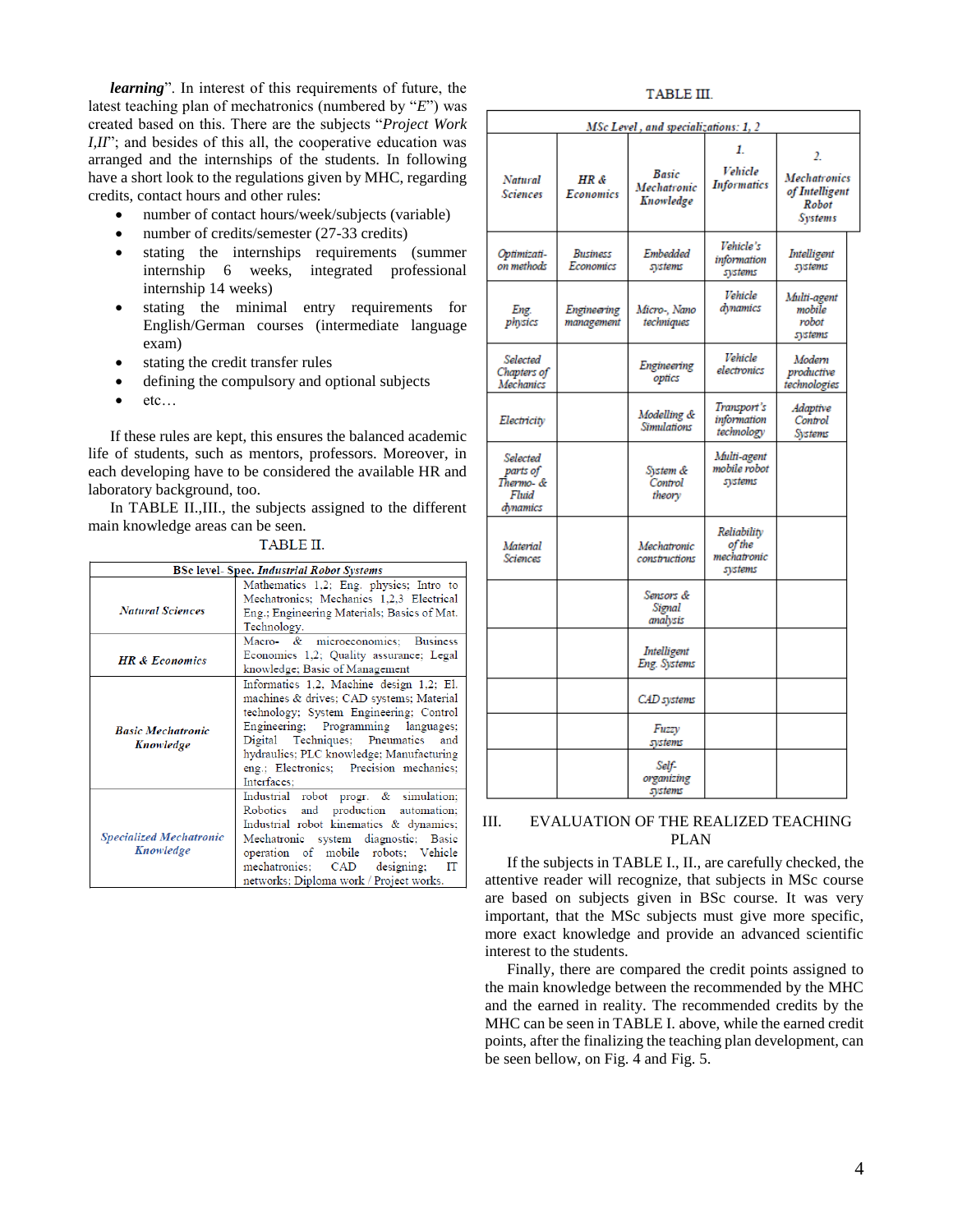***learning***". In interest of this requirements of future, the latest teaching plan of mechatronics (numbered by "*E*") was created based on this. There are the subjects "*Project Work I,II*"; and besides of this all, the cooperative education was arranged and the internships of the students. In following have a short look to the regulations given by MHC, regarding credits, contact hours and other rules:

- number of contact hours/week/subjects (variable)
- number of credits/semester (27-33 credits)
- stating the internships requirements (summer internship 6 weeks, integrated professional internship 14 weeks)
- stating the minimal entry requirements for English/German courses (intermediate language exam)
- stating the credit transfer rules
- defining the compulsory and optional subjects
- etc…

If these rules are kept, this ensures the balanced academic life of students, such as mentors, professors. Moreover, in each developing have to be considered the available HR and laboratory background, too.

In TABLE II.,III., the subjects assigned to the different main knowledge areas can be seen.

TABLE II.

| BSc level- Spec. *Industrial Robot Systems* | |
|---|---|
| *Natural Sciences* | Mathematics 1,2; Eng. physics; Intro to Mechatronics; Mechanics 1,2,3 Electrical Eng.; Engineering Materials; Basics of Mat. Technology. |
| *HR & Economics* | Macro- & microeconomics; Business Economics 1,2; Quality assurance; Legal knowledge; Basic of Management |
| *Basic Mechatronic Knowledge* | Informatics 1,2, Machine design 1,2; El. machines & drives; CAD systems; Material technology; System Engineering; Control Engineering; Programming languages; Digital Techniques; Pneumatics and hydraulics; PLC knowledge; Manufacturing eng.; Electronics; Precision mechanics; Interfaces; |
| *Specialized Mechatronic Knowledge* | Industrial robot progr. & simulation; Robotics and production automation; Industrial robot kinematics & dynamics; Mechatronic system diagnostic; Basic operation of mobile robots; Vehicle mechatronics; CAD designing; IT networks; Diploma work / Project works. |

TABLE III.

| *MSc Level , and specializations: 1, 2* | | | | |
|---|---|---|---|---|
| *Natural Sciences* | *HR & Economics* | *Basic Mechatronic Knowledge* | *1. Vehicle Informatics* | *2. Mechatronics of Intelligent Robot Systems* |
| *Optimizati-on methods* | *Business Economics* | *Embedded systems* | *Vehicle's information systems* | *Intelligent systems* |
| *Eng. physics* | *Engineering management* | *Micro-, Nano techniques* | *Vehicle dynamics* | *Multi-agent mobile robot systems* |
| *Selected Chapters of Mechanics* | | *Engineering optics* | *Vehicle electronics* | *Modern productive technologies* |
| *Electricity* | | *Modelling & Simulations* | *Transport's information technology* | *Adaptive Control Systems* |
| *Selected parts of Thermo- & Fluid dynamics* | | *System & Control theory* | *Multi-agent mobile robot systems* | |
| *Material Sciences* | | *Mechatronic constructions* | *Reliability of the mechatronic systems* | |
| | | *Sensors & Signal analysis* | | |
| | | *Intelligent Eng. Systems* | | |
| | | *CAD systems* | | |
| | | *Fuzzy systems* | | |
| | | *Self-organizing systems* | | |

## III. EVALUATION OF THE REALIZED TEACHING PLAN

If the subjects in TABLE I., II., are carefully checked, the attentive reader will recognize, that subjects in MSc course are based on subjects given in BSc course. It was very important, that the MSc subjects must give more specific, more exact knowledge and provide an advanced scientific interest to the students.

Finally, there are compared the credit points assigned to the main knowledge between the recommended by the MHC and the earned in reality. The recommended credits by the MHC can be seen in TABLE I. above, while the earned credit points, after the finalizing the teaching plan development, can be seen bellow, on Fig. 4 and Fig. 5.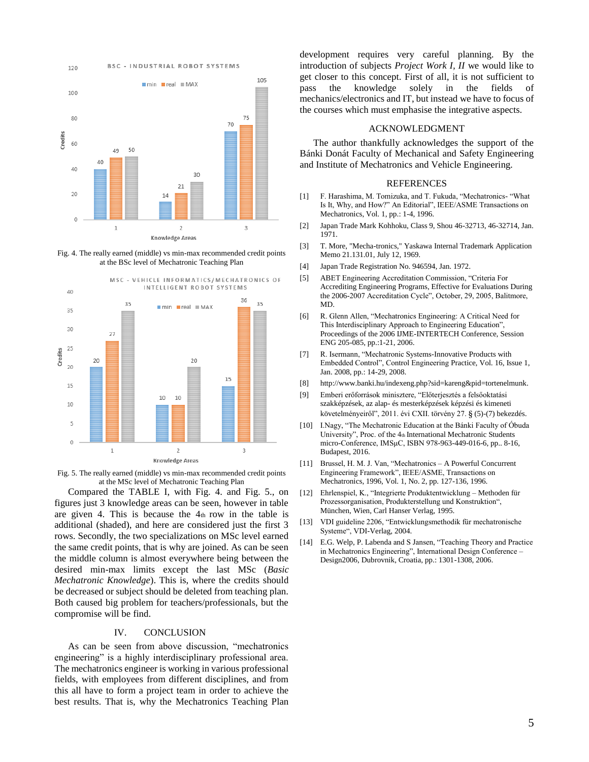BSC - INDUSTRIAL ROBOT SYSTEMS

min real MAX

Credits

120
100
80
60
40
20
0

40 49 50
14 21 30
70 75 105

1 2 3

Knowledge Areas

Fig. 4. The really earned (middle) vs min-max recommended credit points at the BSc level of Mechatronic Teaching Plan

MSC - VEHICLE INFORMATICS/MECHATRONICS OF INTELLIGENT ROBOT SYSTEMS

min real MAX

Credits

40
35
30
25
20
15
10
5
0

20 27 35
10 10 20
15 36 35

1 2 3

Knowledge Areas

Fig. 5. The really earned (middle) vs min-max recommended credit points at the MSc level of Mechatronic Teaching Plan

Compared the TABLE I, with Fig. 4. and Fig. 5., on figures just 3 knowledge areas can be seen, however in table are given 4. This is because the 4th row in the table is additional (shaded), and here are considered just the first 3 rows. Secondly, the two specializations on MSc level earned the same credit points, that is why are joined. As can be seen the middle column is almost everywhere being between the desired min-max limits except the last MSc (*Basic Mechatronic Knowledge*). This is, where the credits should be decreased or subject should be deleted from teaching plan. Both caused big problem for teachers/professionals, but the compromise will be find.

## IV. CONCLUSION

As can be seen from above discussion, "mechatronics engineering" is a highly interdisciplinary professional area. The mechatronics engineer is working in various professional fields, with employees from different disciplines, and from this all have to form a project team in order to achieve the best results. That is, why the Mechatronics Teaching Plan development requires very careful planning. By the introduction of subjects *Project Work I, II* we would like to get closer to this concept. First of all, it is not sufficient to pass the knowledge solely in the fields of mechanics/electronics and IT, but instead we have to focus of the courses which must emphasise the integrative aspects.

## ACKNOWLEDGMENT

The author thankfully acknowledges the support of the Bánki Donát Faculty of Mechanical and Safety Engineering and Institute of Mechatronics and Vehicle Engineering.

## REFERENCES

[1] F. Harashima, M. Tomizuka, and T. Fukuda, "Mechatronics- "What Is It, Why, and How?" An Editorial", IEEE/ASME Transactions on Mechatronics, Vol. 1, pp.: 1-4, 1996.

[2] Japan Trade Mark Kohhoku, Class 9, Shou 46-32713, 46-32714, Jan. 1971.

[3] T. More, "Mecha-tronics," Yaskawa Internal Trademark Application Memo 21.131.01, July 12, 1969.

[4] Japan Trade Registration No. 946594, Jan. 1972.

[5] ABET Engineering Accreditation Commission, "Criteria For Accrediting Engineering Programs, Effective for Evaluations During the 2006-2007 Accreditation Cycle", October, 29, 2005, Balitmore, MD.

[6] R. Glenn Allen, "Mechatronics Engineering: A Critical Need for This Interdisciplinary Approach to Engineering Education", Proceedings of the 2006 IJME-INTERTECH Conference, Session ENG 205-085, pp.:1-21, 2006.

[7] R. Isermann, "Mechatronic Systems-Innovative Products with Embedded Control", Control Engineering Practice, Vol. 16, Issue 1, Jan. 2008, pp.: 14-29, 2008.

[8] http://www.banki.hu/indexeng.php?sid=kareng&pid=tortenelmunk.

[9] Emberi erőforrások minisztere, "Előterjesztés a felsőoktatási szakképzések, az alap- és mesterképzések képzési és kimeneti követelményeiről", 2011. évi CXII. törvény 27. § (5)-(7) bekezdés.

[10] I.Nagy, "The Mechatronic Education at the Bánki Faculty of Óbuda University", Proc. of the 4th International Mechatronic Students micro-Conference, IMSμC, ISBN 978-963-449-016-6, pp.. 8-16, Budapest, 2016.

[11] Brussel, H. M. J. Van, "Mechatronics – A Powerful Concurrent Engineering Framework", IEEE/ASME, Transactions on Mechatronics, 1996, Vol. 1, No. 2, pp. 127-136, 1996.

[12] Ehrlenspiel, K., "Integrierte Produktentwicklung – Methoden für Prozessorganisation, Produkterstellung und Konstruktion", München, Wien, Carl Hanser Verlag, 1995.

[13] VDI guideline 2206, "Entwicklungsmethodik für mechatronische Systeme", VDI-Verlag, 2004.

[14] E.G. Welp, P. Labenda and S Jansen, "Teaching Theory and Practice in Mechatronics Engineering", International Design Conference – Design2006, Dubrovnik, Croatia, pp.: 1301-1308, 2006.